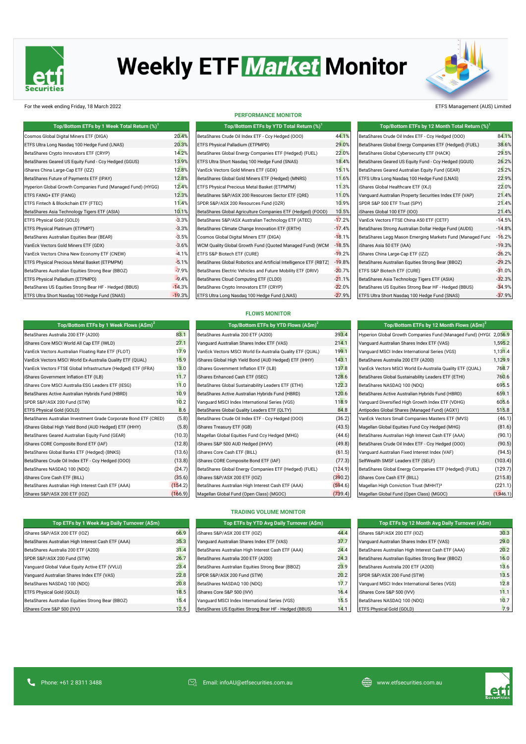# Weekly ETF Market Monitor

For the week ending Friday, 18 March 2022

ETFS Management (AUS) Limited

## PERFORMANCE MONITOR

| Top/Bottom ETFs by 1 Week Total Return (%)[1] | |
|---|---|
| Cosmos Global Digital Miners ETF (DIGA) | 20.4% |
| ETFS Ultra Long Nasdaq 100 Hedge Fund (LNAS) | 20.3% |
| BetaShares Crypto Innovators ETF (CRYP) | 14.2% |
| BetaShares Geared US Equity Fund - Ccy Hedged (GGUS) | 13.9% |
| iShares China Large-Cap ETF (IZZ) | 12.8% |
| BetaShares Future of Payments ETF (IPAY) | 12.8% |
| Hyperion Global Growth Companies Fund (Managed Fund) (HYGG) | 12.4% |
| ETFS FANG+ ETF (FANG) | 12.3% |
| ETFS Fintech & Blockchain ETF (FTEC) | 11.4% |
| BetaShares Asia Technology Tigers ETF (ASIA) | 10.1% |
| ETFS Physical Gold (GOLD) | -3.3% |
| ETFS Physical Platinum (ETPMPT) | -3.3% |
| BetaShares Australian Equities Bear (BEAR) | -3.5% |
| VanEck Vectors Gold Miners ETF (GDX) | -3.6% |
| VanEck Vectors China New Economy ETF (CNEW) | -4.1% |
| ETFS Physical Precious Metal Basket (ETPMPM) | -5.1% |
| BetaShares Australian Equities Strong Bear (BBOZ) | -7.9% |
| ETFS Physical Palladium (ETPMPD) | -9.4% |
| BetaShares US Equities Strong Bear HF - Hedged (BBUS) | -14.3% |
| ETFS Ultra Short Nasdaq 100 Hedge Fund (SNAS) | -19.3% |

| Top/Bottom ETFs by YTD Total Return (%)[1] | |
|---|---|
| BetaShares Crude Oil Index ETF - Ccy Hedged (OOO) | 44.1% |
| ETFS Physical Palladium (ETPMPD) | 29.0% |
| BetaShares Global Energy Companies ETF (Hedged) (FUEL) | 22.0% |
| ETFS Ultra Short Nasdaq 100 Hedge Fund (SNAS) | 18.4% |
| VanEck Vectors Gold Miners ETF (GDX) | 15.1% |
| BetaShares Global Gold Miners ETF (Hedged) (MNRS) | 11.6% |
| ETFS Physical Precious Metal Basket (ETPMPM) | 11.3% |
| BetaShares S&P/ASX 200 Resources Sector ETF (QRE) | 11.0% |
| SPDR S&P/ASX 200 Resources Fund (OZR) | 10.9% |
| BetaShares Global Agriculture Companies ETF (Hedged) (FOOD) | 10.5% |
| BetaShares S&P/ASX Australian Technology ETF (ATEC) | -17.2% |
| BetaShares Climate Change Innovation ETF (ERTH) | -17.4% |
| Cosmos Global Digital Miners ETF (DIGA) | -18.1% |
| WCM Quality Global Growth Fund (Quoted Managed Fund) (WCM | -18.5% |
| ETFS S&P Biotech ETF (CURE) | -19.2% |
| BetaShares Global Robotics and Artificial Intelligence ETF (RBTZ) | -19.8% |
| BetaShares Electric Vehicles and Future Mobility ETF (DRIV) | -20.7% |
| BetaShares Cloud Computing ETF (CLDD) | -21.1% |
| BetaShares Crypto Innovators ETF (CRYP) | -22.0% |
| ETFS Ultra Long Nasdaq 100 Hedge Fund (LNAS) | -27.9% |

| Top/Bottom ETFs by 12 Month Total Return (%)[1] | |
|---|---|
| BetaShares Crude Oil Index ETF - Ccy Hedged (OOO) | 84.1% |
| BetaShares Global Energy Companies ETF (Hedged) (FUEL) | 38.6% |
| BetaShares Global Cybersecurity ETF (HACK) | 29.5% |
| BetaShares Geared US Equity Fund - Ccy Hedged (GGUS) | 26.2% |
| BetaShares Geared Australian Equity Fund (GEAR) | 25.2% |
| ETFS Ultra Long Nasdaq 100 Hedge Fund (LNAS) | 22.9% |
| iShares Global Healthcare ETF (IXJ) | 22.0% |
| Vanguard Australian Property Securities Index ETF (VAP) | 21.4% |
| SPDR S&P 500 ETF Trust (SPY) | 21.4% |
| iShares Global 100 ETF (IOO) | 21.4% |
| VanEck Vectors FTSE China A50 ETF (CETF) | -14.5% |
| BetaShares Strong Australian Dollar Hedge Fund (AUDS) | -14.8% |
| BetaShares Legg Mason Emerging Markets Fund (Managed Func | -16.2% |
| iShares Asia 50 ETF (IAA) | -19.3% |
| iShares China Large-Cap ETF (IZZ) | -26.2% |
| BetaShares Australian Equities Strong Bear (BBOZ) | -29.2% |
| ETFS S&P Biotech ETF (CURE) | -31.0% |
| BetaShares Asia Technology Tigers ETF (ASIA) | -32.3% |
| BetaShares US Equities Strong Bear HF - Hedged (BBUS) | -34.9% |
| ETFS Ultra Short Nasdaq 100 Hedge Fund (SNAS) | -37.9% |

## FLOWS MONITOR

| Top/Bottom ETFs by 1 Week Flows (A$m)[2] | |
|---|---|
| BetaShares Australia 200 ETF (A200) | 83.1 |
| iShares Core MSCI World All Cap ETF (IWLD) | 27.1 |
| VanEck Vectors Australian Floating Rate ETF (FLOT) | 17.9 |
| VanEck Vectors MSCI World Ex-Australia Quality ETF (QUAL) | 15.9 |
| VanEck Vectors FTSE Global Infrastructure (Hedged) ETF (IFRA) | 13.0 |
| iShares Government Inflation ETF (ILB) | 11.7 |
| iShares Core MSCI Australia ESG Leaders ETF (IESG) | 11.0 |
| BetaShares Active Australian Hybrids Fund (HBRD) | 10.9 |
| SPDR S&P/ASX 200 Fund (STW) | 10.2 |
| ETFS Physical Gold (GOLD) | 8.6 |
| BetaShares Australian Investment Grade Corporate Bond ETF (CRED) | (5.8) |
| iShares Global High Yield Bond (AUD Hedged) ETF (IHHY) | (5.8) |
| BetaShares Geared Australian Equity Fund (GEAR) | (10.3) |
| iShares CORE Composite Bond ETF (IAF) | (12.8) |
| BetaShares Global Banks ETF (Hedged) (BNKS) | (13.6) |
| BetaShares Crude Oil Index ETF - Ccy Hedged (OOO) | (13.8) |
| BetaShares NASDAQ 100 (NDQ) | (24.7) |
| iShares Core Cash ETF (BILL) | (35.6) |
| BetaShares Australian High Interest Cash ETF (AAA) | (154.2) |
| iShares S&P/ASX 200 ETF (IOZ) | (166.9) |

| Top/Bottom ETFs by YTD Flows (A$m)[2] | |
|---|---|
| BetaShares Australia 200 ETF (A200) | 393.4 |
| Vanguard Australian Shares Index ETF (VAS) | 214.1 |
| VanEck Vectors MSCI World Ex-Australia Quality ETF (QUAL) | 199.1 |
| iShares Global High Yield Bond (AUD Hedged) ETF (IHHY) | 143.1 |
| iShares Government Inflation ETF (ILB) | 137.8 |
| iShares Enhanced Cash ETF (ISEC) | 128.6 |
| BetaShares Global Sustainability Leaders ETF (ETHI) | 122.3 |
| BetaShares Active Australian Hybrids Fund (HBRD) | 120.6 |
| Vanguard MSCI Index International Series (VGS) | 118.9 |
| BetaShares Global Quality Leaders ETF (QLTY) | 84.8 |
| BetaShares Crude Oil Index ETF - Ccy Hedged (OOO) | (36.2) |
| iShares Treasury ETF (IGB) | (43.5) |
| Magellan Global Equities Fund Ccy Hedged (MHG) | (44.6) |
| iShares S&P 500 AUD Hedged (IHVV) | (49.8) |
| iShares Core Cash ETF (BILL) | (61.5) |
| iShares CORE Composite Bond ETF (IAF) | (77.3) |
| BetaShares Global Energy Companies ETF (Hedged) (FUEL) | (124.9) |
| iShares S&P/ASX 200 ETF (IOZ) | (390.2) |
| BetaShares Australian High Interest Cash ETF (AAA) | (594.6) |
| Magellan Global Fund (Open Class) (MGOC) | (739.4) |

| Top/Bottom ETFs by 12 Month Flows (A$m)[2] | |
|---|---|
| Hyperion Global Growth Companies Fund (Managed Fund) (HYG( | 2,056.9 |
| Vanguard Australian Shares Index ETF (VAS) | 1,595.2 |
| Vanguard MSCI Index International Series (VGS) | 1,131.4 |
| BetaShares Australia 200 ETF (A200) | 1,129.9 |
| VanEck Vectors MSCI World Ex-Australia Quality ETF (QUAL) | 768.7 |
| BetaShares Global Sustainability Leaders ETF (ETHI) | 760.6 |
| BetaShares NASDAQ 100 (NDQ) | 695.5 |
| BetaShares Active Australian Hybrids Fund (HBRD) | 659.1 |
| Vanguard Diversified High Growth Index ETF (VDHG) | 605.6 |
| Antipodes Global Shares (Managed Fund) (AGX1) | 515.8 |
| VanEck Vectors Small Companies Masters ETF (MVS) | (46.1) |
| Magellan Global Equities Fund Ccy Hedged (MHG) | (81.6) |
| BetaShares Australian High Interest Cash ETF (AAA) | (90.1) |
| BetaShares Crude Oil Index ETF - Ccy Hedged (OOO) | (90.5) |
| Vanguard Australian Fixed Interest Index (VAF) | (94.5) |
| SelfWealth SMSF Leaders ETF (SELF) | (103.4) |
| BetaShares Global Energy Companies ETF (Hedged) (FUEL) | (129.7) |
| iShares Core Cash ETF (BILL) | (215.8) |
| Magellan High Conviction Trust (MHHT)[3] | (221.1) |
| Magellan Global Fund (Open Class) (MGOC) | (1,946.1) |

## TRADING VOLUME MONITOR

| Top ETFs by 1 Week Avg Daily Turnover (A$m) | |
|---|---|
| iShares S&P/ASX 200 ETF (IOZ) | 66.9 |
| BetaShares Australian High Interest Cash ETF (AAA) | 35.3 |
| BetaShares Australia 200 ETF (A200) | 31.4 |
| SPDR S&P/ASX 200 Fund (STW) | 26.7 |
| Vanguard Global Value Equity Active ETF (VVLU) | 23.4 |
| Vanguard Australian Shares Index ETF (VAS) | 22.8 |
| BetaShares NASDAQ 100 (NDQ) | 20.8 |
| ETFS Physical Gold (GOLD) | 18.5 |
| BetaShares Australian Equities Strong Bear (BBOZ) | 15.4 |
| iShares Core S&P 500 (IVV) | 12.5 |

| Top ETFs by YTD Avg Daily Turnover (A$m) | |
|---|---|
| iShares S&P/ASX 200 ETF (IOZ) | 44.4 |
| Vanguard Australian Shares Index ETF (VAS) | 37.7 |
| BetaShares Australian High Interest Cash ETF (AAA) | 24.4 |
| BetaShares Australia 200 ETF (A200) | 24.3 |
| BetaShares Australian Equities Strong Bear (BBOZ) | 23.9 |
| SPDR S&P/ASX 200 Fund (STW) | 20.2 |
| BetaShares NASDAQ 100 (NDQ) | 17.7 |
| iShares Core S&P 500 (IVV) | 16.4 |
| Vanguard MSCI Index International Series (VGS) | 15.5 |
| BetaShares US Equities Strong Bear HF - Hedged (BBUS) | 14.1 |

| Top ETFs by 12 Month Avg Daily Turnover (A$m) | |
|---|---|
| iShares S&P/ASX 200 ETF (IOZ) | 30.3 |
| Vanguard Australian Shares Index ETF (VAS) | 29.0 |
| BetaShares Australian High Interest Cash ETF (AAA) | 20.2 |
| BetaShares Australian Equities Strong Bear (BBOZ) | 16.0 |
| BetaShares Australia 200 ETF (A200) | 13.6 |
| SPDR S&P/ASX 200 Fund (STW) | 13.5 |
| Vanguard MSCI Index International Series (VGS) | 12.8 |
| iShares Core S&P 500 (IVV) | 11.1 |
| BetaShares NASDAQ 100 (NDQ) | 10.7 |
| ETFS Physical Gold (GOLD) | 7.9 |

Phone: +61 2 8311 3488 | Email: infoAU@etfsecurities.com.au | www.etfsecurities.com.au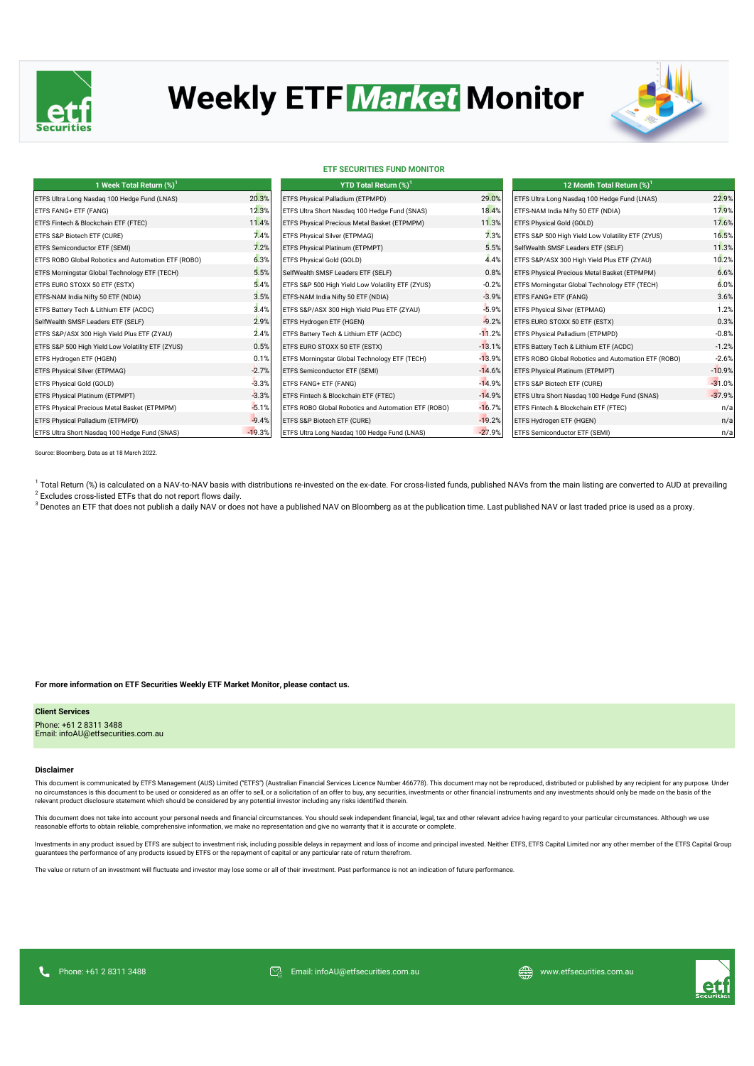# Weekly ETF Market Monitor

**ETF SECURITIES FUND MONITOR**

| 1 Week Total Return (%)[1] | |
|---|---|
| ETFS Ultra Long Nasdaq 100 Hedge Fund (LNAS) | 20.3% |
| ETFS FANG+ ETF (FANG) | 12.3% |
| ETFS Fintech & Blockchain ETF (FTEC) | 11.4% |
| ETFS S&P Biotech ETF (CURE) | 7.4% |
| ETFS Semiconductor ETF (SEMI) | 7.2% |
| ETFS ROBO Global Robotics and Automation ETF (ROBO) | 6.3% |
| ETFS Morningstar Global Technology ETF (TECH) | 5.5% |
| ETFS EURO STOXX 50 ETF (ESTX) | 5.4% |
| ETFS-NAM India Nifty 50 ETF (NDIA) | 3.5% |
| ETFS Battery Tech & Lithium ETF (ACDC) | 3.4% |
| SelfWealth SMSF Leaders ETF (SELF) | 2.9% |
| ETFS S&P/ASX 300 High Yield Plus ETF (ZYAU) | 2.4% |
| ETFS S&P 500 High Yield Low Volatility ETF (ZYUS) | 0.5% |
| ETFS Hydrogen ETF (HGEN) | 0.1% |
| ETFS Physical Silver (ETPMAG) | -2.7% |
| ETFS Physical Gold (GOLD) | -3.3% |
| ETFS Physical Platinum (ETPMPT) | -3.3% |
| ETFS Physical Precious Metal Basket (ETPMPM) | -5.1% |
| ETFS Physical Palladium (ETPMPD) | -9.4% |
| ETFS Ultra Short Nasdaq 100 Hedge Fund (SNAS) | -19.3% |

| YTD Total Return (%)[1] | |
|---|---|
| ETFS Physical Palladium (ETPMPD) | 29.0% |
| ETFS Ultra Short Nasdaq 100 Hedge Fund (SNAS) | 18.4% |
| ETFS Physical Precious Metal Basket (ETPMPM) | 11.3% |
| ETFS Physical Silver (ETPMAG) | 7.3% |
| ETFS Physical Platinum (ETPMPT) | 5.5% |
| ETFS Physical Gold (GOLD) | 4.4% |
| SelfWealth SMSF Leaders ETF (SELF) | 0.8% |
| ETFS S&P 500 High Yield Low Volatility ETF (ZYUS) | -0.2% |
| ETFS-NAM India Nifty 50 ETF (NDIA) | -3.9% |
| ETFS S&P/ASX 300 High Yield Plus ETF (ZYAU) | -5.9% |
| ETFS Hydrogen ETF (HGEN) | -9.2% |
| ETFS Battery Tech & Lithium ETF (ACDC) | -11.2% |
| ETFS EURO STOXX 50 ETF (ESTX) | -13.1% |
| ETFS Morningstar Global Technology ETF (TECH) | -13.9% |
| ETFS Semiconductor ETF (SEMI) | -14.6% |
| ETFS FANG+ ETF (FANG) | -14.9% |
| ETFS Fintech & Blockchain ETF (FTEC) | -14.9% |
| ETFS ROBO Global Robotics and Automation ETF (ROBO) | -16.7% |
| ETFS S&P Biotech ETF (CURE) | -19.2% |
| ETFS Ultra Long Nasdaq 100 Hedge Fund (LNAS) | -27.9% |

| 12 Month Total Return (%)[1] | |
|---|---|
| ETFS Ultra Long Nasdaq 100 Hedge Fund (LNAS) | 22.9% |
| ETFS-NAM India Nifty 50 ETF (NDIA) | 17.9% |
| ETFS Physical Gold (GOLD) | 17.6% |
| ETFS S&P 500 High Yield Low Volatility ETF (ZYUS) | 16.5% |
| SelfWealth SMSF Leaders ETF (SELF) | 11.3% |
| ETFS S&P/ASX 300 High Yield Plus ETF (ZYAU) | 10.2% |
| ETFS Physical Precious Metal Basket (ETPMPM) | 6.6% |
| ETFS Morningstar Global Technology ETF (TECH) | 6.0% |
| ETFS FANG+ ETF (FANG) | 3.6% |
| ETFS Physical Silver (ETPMAG) | 1.2% |
| ETFS EURO STOXX 50 ETF (ESTX) | 0.3% |
| ETFS Physical Palladium (ETPMPD) | -0.8% |
| ETFS Battery Tech & Lithium ETF (ACDC) | -1.2% |
| ETFS ROBO Global Robotics and Automation ETF (ROBO) | -2.6% |
| ETFS Physical Platinum (ETPMPT) | -10.9% |
| ETFS S&P Biotech ETF (CURE) | -31.0% |
| ETFS Ultra Short Nasdaq 100 Hedge Fund (SNAS) | -37.9% |
| ETFS Fintech & Blockchain ETF (FTEC) | n/a |
| ETFS Hydrogen ETF (HGEN) | n/a |
| ETFS Semiconductor ETF (SEMI) | n/a |

Source: Bloomberg. Data as at 18 March 2022.

[1] Total Return (%) is calculated on a NAV-to-NAV basis with distributions re-invested on the ex-date. For cross-listed funds, published NAVs from the main listing are converted to AUD at prevailing

[2] Excludes cross-listed ETFs that do not report flows daily.

[3] Denotes an ETF that does not publish a daily NAV or does not have a published NAV on Bloomberg as at the publication time. Last published NAV or last traded price is used as a proxy.

**For more information on ETF Securities Weekly ETF Market Monitor, please contact us.**

**Client Services**
Phone: +61 2 8311 3488
Email: infoAU@etfsecurities.com.au

**Disclaimer**

This document is communicated by ETFS Management (AUS) Limited ("ETFS") (Australian Financial Services Licence Number 466778). This document may not be reproduced, distributed or published by any recipient for any purpose. Under no circumstances is this document to be used or considered as an offer to sell, or a solicitation of an offer to buy, any securities, investments or other financial instruments and any investments should only be made on the basis of the relevant product disclosure statement which should be considered by any potential investor including any risks identified therein.

This document does not take into account your personal needs and financial circumstances. You should seek independent financial, legal, tax and other relevant advice having regard to your particular circumstances. Although we use reasonable efforts to obtain reliable, comprehensive information, we make no representation and give no warranty that it is accurate or complete.

Investments in any product issued by ETFS are subject to investment risk, including possible delays in repayment and loss of income and principal invested. Neither ETFS, ETFS Capital Limited nor any other member of the ETFS Capital Group guarantees the performance of any products issued by ETFS or the repayment of capital or any particular rate of return therefrom.

The value or return of an investment will fluctuate and investor may lose some or all of their investment. Past performance is not an indication of future performance.

Phone: +61 2 8311 3488 Email: infoAU@etfsecurities.com.au www.etfsecurities.com.au